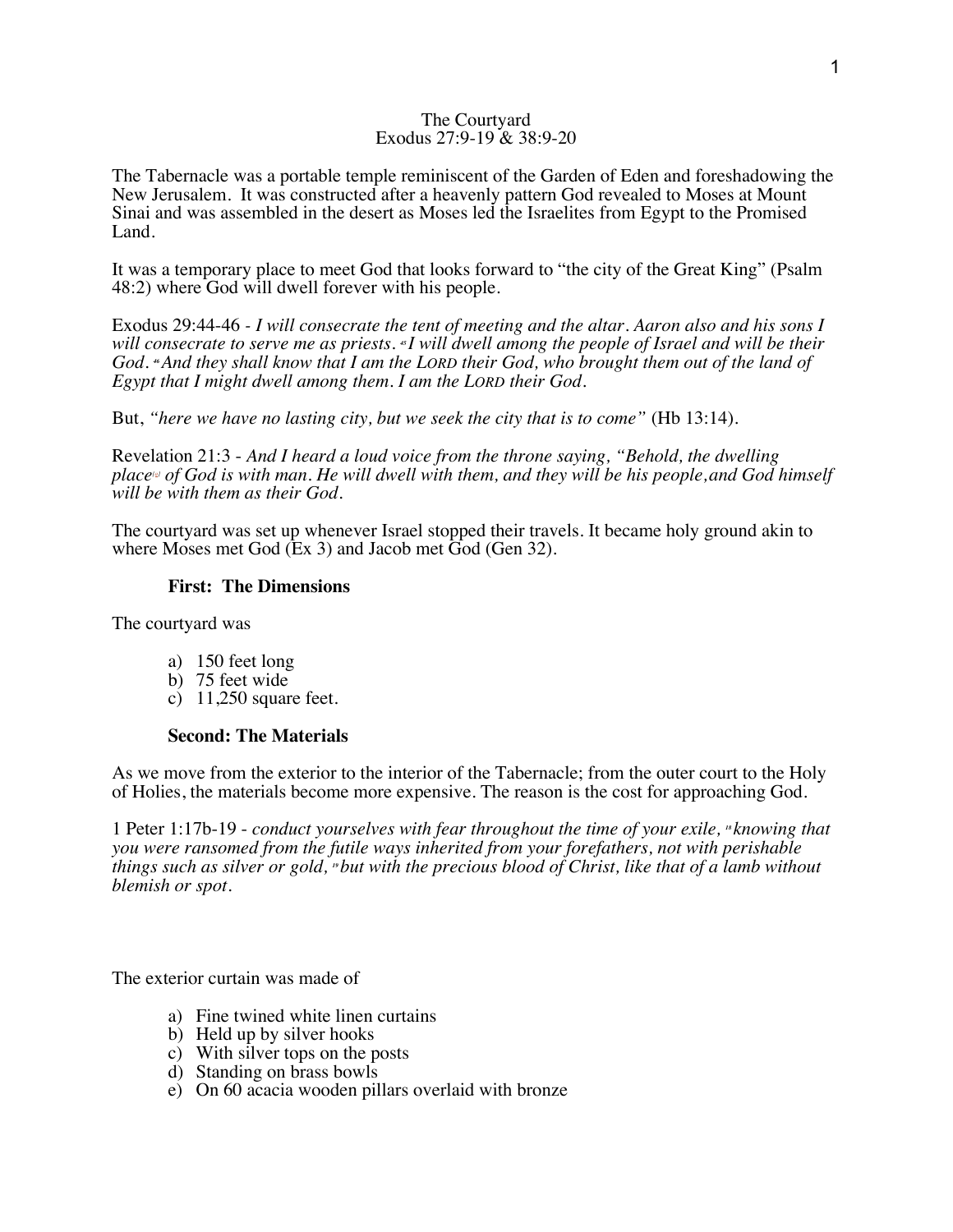# The Courtyard
## Exodus 27:9-19 & 38:9-20

The Tabernacle was a portable temple reminiscent of the Garden of Eden and foreshadowing the New Jerusalem. It was constructed after a heavenly pattern God revealed to Moses at Mount Sinai and was assembled in the desert as Moses led the Israelites from Egypt to the Promised Land.

It was a temporary place to meet God that looks forward to "the city of the Great King" (Psalm 48:2) where God will dwell forever with his people.

Exodus 29:44-46 - *I will consecrate the tent of meeting and the altar. Aaron also and his sons I will consecrate to serve me as priests. [45] I will dwell among the people of Israel and will be their God. [46] And they shall know that I am the LORD their God, who brought them out of the land of Egypt that I might dwell among them. I am the LORD their God.*

But, *"here we have no lasting city, but we seek the city that is to come"* (Hb 13:14).

Revelation 21:3 - *And I heard a loud voice from the throne saying, "Behold, the dwelling place[a] of God is with man. He will dwell with them, and they will be his people, and God himself will be with them as their God.*

The courtyard was set up whenever Israel stopped their travels. It became holy ground akin to where Moses met God (Ex 3) and Jacob met God (Gen 32).

### First: The Dimensions

The courtyard was

a) 150 feet long
b) 75 feet wide
c) 11,250 square feet.

### Second: The Materials

As we move from the exterior to the interior of the Tabernacle; from the outer court to the Holy of Holies, the materials become more expensive. The reason is the cost for approaching God.

1 Peter 1:17b-19 - *conduct yourselves with fear throughout the time of your exile, [18] knowing that you were ransomed from the futile ways inherited from your forefathers, not with perishable things such as silver or gold, [19] but with the precious blood of Christ, like that of a lamb without blemish or spot.*

The exterior curtain was made of

a) Fine twined white linen curtains
b) Held up by silver hooks
c) With silver tops on the posts
d) Standing on brass bowls
e) On 60 acacia wooden pillars overlaid with bronze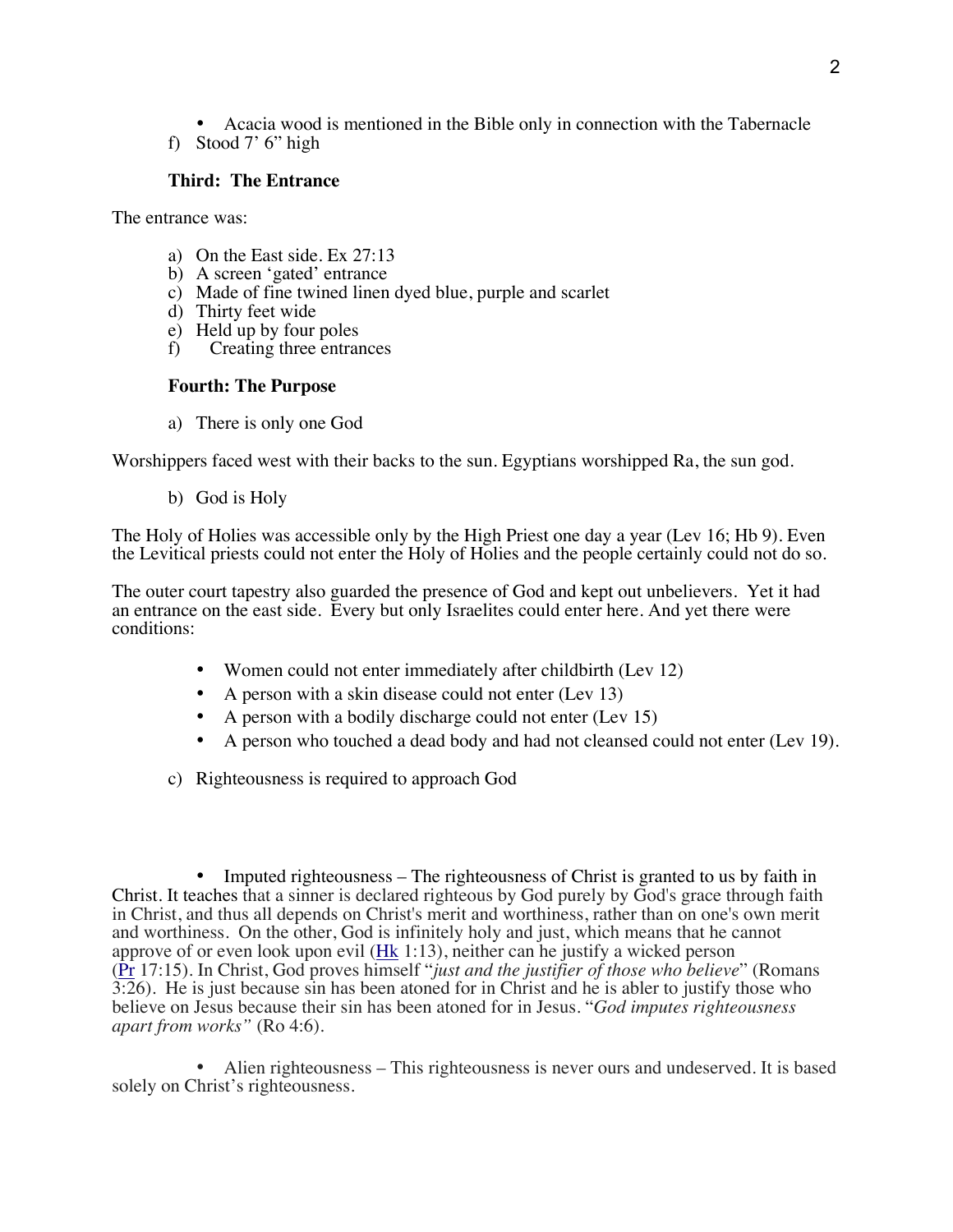- Acacia wood is mentioned in the Bible only in connection with the Tabernacle

f) Stood 7' 6" high

**Third: The Entrance**

The entrance was:

a) On the East side. Ex 27:13
b) A screen 'gated' entrance
c) Made of fine twined linen dyed blue, purple and scarlet
d) Thirty feet wide
e) Held up by four poles
f) Creating three entrances

**Fourth: The Purpose**

a) There is only one God

Worshippers faced west with their backs to the sun. Egyptians worshipped Ra, the sun god.

b) God is Holy

The Holy of Holies was accessible only by the High Priest one day a year (Lev 16; Hb 9). Even the Levitical priests could not enter the Holy of Holies and the people certainly could not do so.

The outer court tapestry also guarded the presence of God and kept out unbelievers. Yet it had an entrance on the east side. Every but only Israelites could enter here. And yet there were conditions:

- Women could not enter immediately after childbirth (Lev 12)
- A person with a skin disease could not enter (Lev 13)
- A person with a bodily discharge could not enter (Lev 15)
- A person who touched a dead body and had not cleansed could not enter (Lev 19).

c) Righteousness is required to approach God

- Imputed righteousness – The righteousness of Christ is granted to us by faith in Christ. It teaches that a sinner is declared righteous by God purely by God's grace through faith in Christ, and thus all depends on Christ's merit and worthiness, rather than on one's own merit and worthiness. On the other, God is infinitely holy and just, which means that he cannot approve of or even look upon evil (Hk 1:13), neither can he justify a wicked person (Pr 17:15). In Christ, God proves himself "*just and the justifier of those who believe*" (Romans 3:26). He is just because sin has been atoned for in Christ and he is abler to justify those who believe on Jesus because their sin has been atoned for in Jesus. "*God imputes righteousness apart from works"* (Ro 4:6).

- Alien righteousness – This righteousness is never ours and undeserved. It is based solely on Christ's righteousness.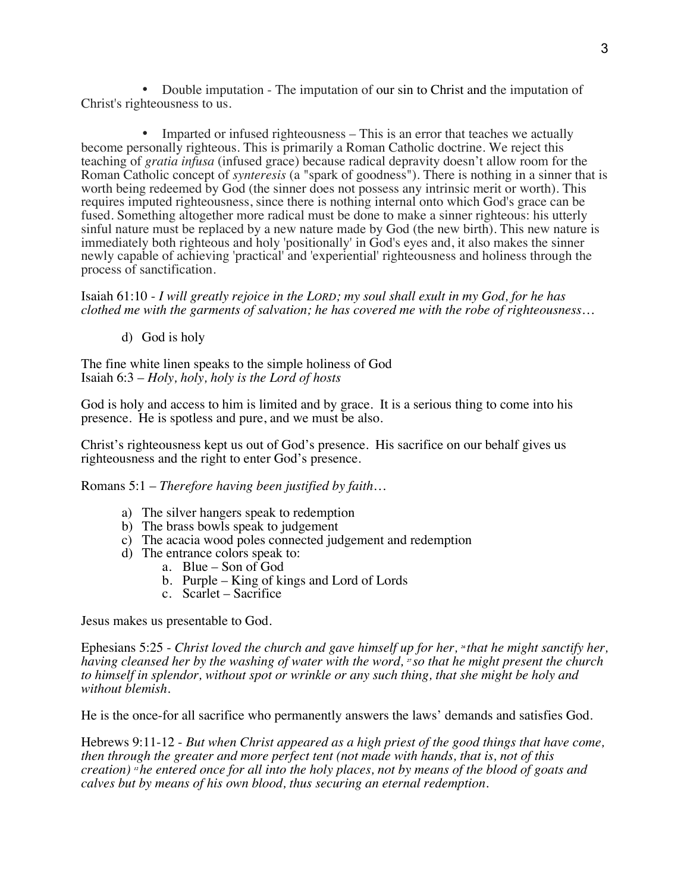- Double imputation - The imputation of our sin to Christ and the imputation of Christ's righteousness to us.

- Imparted or infused righteousness – This is an error that teaches we actually become personally righteous. This is primarily a Roman Catholic doctrine. We reject this teaching of *gratia infusa* (infused grace) because radical depravity doesn't allow room for the Roman Catholic concept of *synteresis* (a "spark of goodness"). There is nothing in a sinner that is worth being redeemed by God (the sinner does not possess any intrinsic merit or worth). This requires imputed righteousness, since there is nothing internal onto which God's grace can be fused. Something altogether more radical must be done to make a sinner righteous: his utterly sinful nature must be replaced by a new nature made by God (the new birth). This new nature is immediately both righteous and holy 'positionally' in God's eyes and, it also makes the sinner newly capable of achieving 'practical' and 'experiential' righteousness and holiness through the process of sanctification.

Isaiah 61:10 - *I will greatly rejoice in the LORD; my soul shall exult in my God, for he has clothed me with the garments of salvation; he has covered me with the robe of righteousness…*

d) God is holy

The fine white linen speaks to the simple holiness of God
Isaiah 6:3 – *Holy, holy, holy is the Lord of hosts*

God is holy and access to him is limited and by grace. It is a serious thing to come into his presence. He is spotless and pure, and we must be also.

Christ's righteousness kept us out of God's presence. His sacrifice on our behalf gives us righteousness and the right to enter God's presence.

Romans 5:1 – *Therefore having been justified by faith…*

a) The silver hangers speak to redemption
b) The brass bowls speak to judgement
c) The acacia wood poles connected judgement and redemption
d) The entrance colors speak to:
    a. Blue – Son of God
    b. Purple – King of kings and Lord of Lords
    c. Scarlet – Sacrifice

Jesus makes us presentable to God.

Ephesians 5:25 - *Christ loved the church and gave himself up for her, [26] that he might sanctify her, having cleansed her by the washing of water with the word, [27] so that he might present the church to himself in splendor, without spot or wrinkle or any such thing, that she might be holy and without blemish.*

He is the once-for all sacrifice who permanently answers the laws' demands and satisfies God.

Hebrews 9:11-12 - *But when Christ appeared as a high priest of the good things that have come, then through the greater and more perfect tent (not made with hands, that is, not of this creation) [12] he entered once for all into the holy places, not by means of the blood of goats and calves but by means of his own blood, thus securing an eternal redemption.*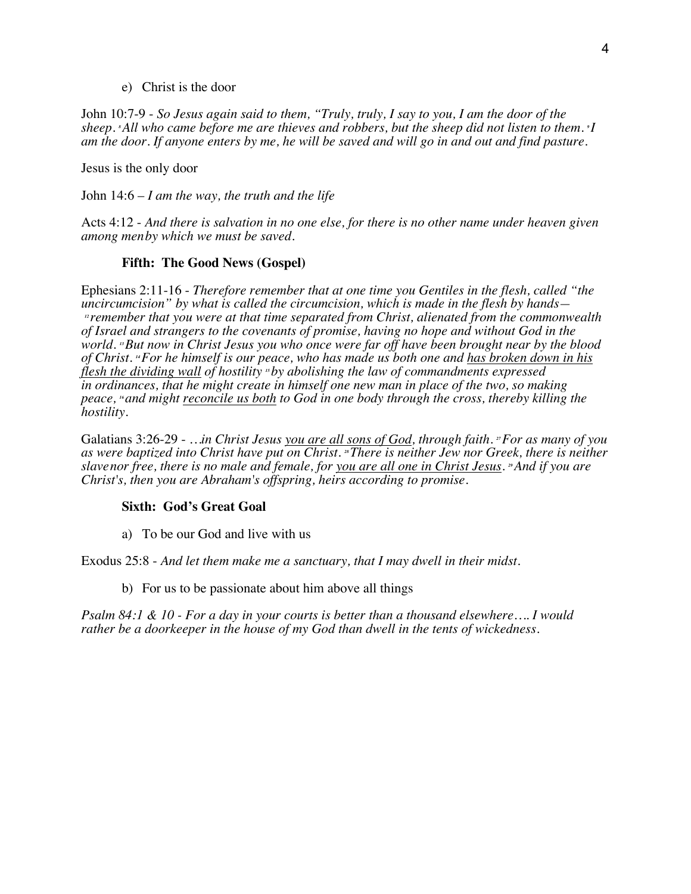e) Christ is the door

John 10:7-9 - *So Jesus again said to them, "Truly, truly, I say to you, I am the door of the sheep. [8] All who came before me are thieves and robbers, but the sheep did not listen to them. [9] I am the door. If anyone enters by me, he will be saved and will go in and out and find pasture.*

Jesus is the only door

John 14:6 – *I am the way, the truth and the life*

Acts 4:12 - *And there is salvation in no one else, for there is no other name under heaven given among men by which we must be saved.*

**Fifth: The Good News (Gospel)**

Ephesians 2:11-16 - *Therefore remember that at one time you Gentiles in the flesh, called "the uncircumcision" by what is called the circumcision, which is made in the flesh by hands— [12] remember that you were at that time separated from Christ, alienated from the commonwealth of Israel and strangers to the covenants of promise, having no hope and without God in the world. [13] But now in Christ Jesus you who once were far off have been brought near by the blood of Christ. [14] For he himself is our peace, who has made us both one and <u>has broken down in his flesh the dividing wall</u> of hostility [15] by abolishing the law of commandments expressed in ordinances, that he might create in himself one new man in place of the two, so making peace, [16] and might <u>reconcile us both</u> to God in one body through the cross, thereby killing the hostility.*

Galatians 3:26-29 - *…in Christ Jesus <u>you are all sons of God</u>, through faith. [27] For as many of you as were baptized into Christ have put on Christ. [28] There is neither Jew nor Greek, there is neither slave nor free, there is no male and female, for <u>you are all one in Christ Jesus</u>. [29] And if you are Christ's, then you are Abraham's offspring, heirs according to promise.*

**Sixth: God's Great Goal**

a) To be our God and live with us

Exodus 25:8 - *And let them make me a sanctuary, that I may dwell in their midst.*

b) For us to be passionate about him above all things

*Psalm 84:1 & 10 - For a day in your courts is better than a thousand elsewhere…. I would rather be a doorkeeper in the house of my God than dwell in the tents of wickedness.*